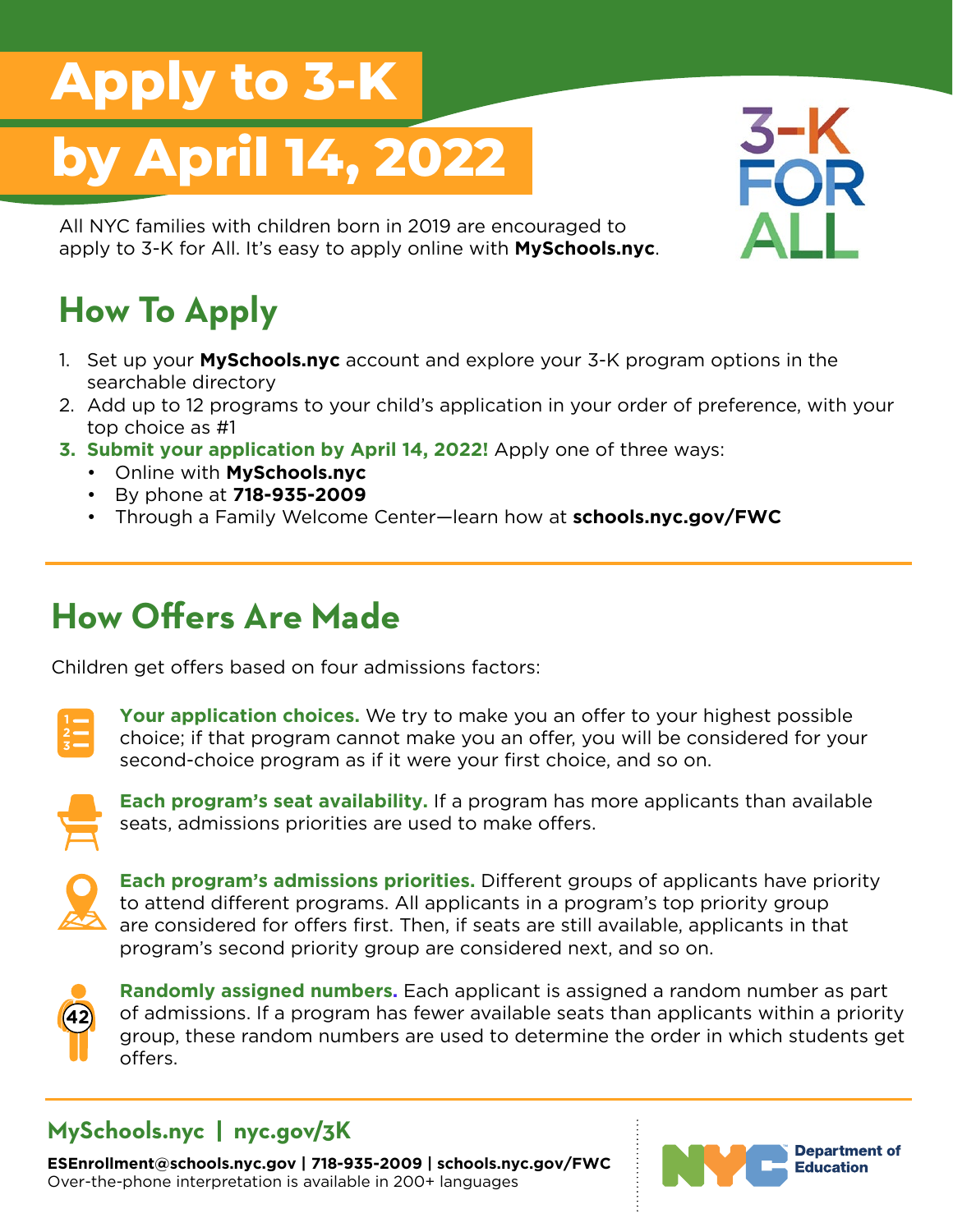# Apply to 3-K by April 14, 2022

All NYC families with children born in 2019 are encouraged to apply to 3-K for All. It's easy to apply online with **MySchools.nyc**.

## How To Apply

1. Set up your **MySchools.nyc** account and explore your 3-K program options in the searchable directory
2. Add up to 12 programs to your child's application in your order of preference, with your top choice as #1
3. **Submit your application by April 14, 2022!** Apply one of three ways:
   - Online with **MySchools.nyc**
   - By phone at **718-935-2009**
   - Through a Family Welcome Center—learn how at **schools.nyc.gov/FWC**

## How Offers Are Made

Children get offers based on four admissions factors:

**Your application choices.** We try to make you an offer to your highest possible choice; if that program cannot make you an offer, you will be considered for your second-choice program as if it were your first choice, and so on.

**Each program's seat availability.** If a program has more applicants than available seats, admissions priorities are used to make offers.

**Each program's admissions priorities.** Different groups of applicants have priority to attend different programs. All applicants in a program's top priority group are considered for offers first. Then, if seats are still available, applicants in that program's second priority group are considered next, and so on.

**Randomly assigned numbers.** Each applicant is assigned a random number as part of admissions. If a program has fewer available seats than applicants within a priority group, these random numbers are used to determine the order in which students get offers.

**MySchools.nyc | nyc.gov/3K**

**ESEnrollment@schools.nyc.gov | 718-935-2009 | schools.nyc.gov/FWC**
Over-the-phone interpretation is available in 200+ languages

NYC Department of Education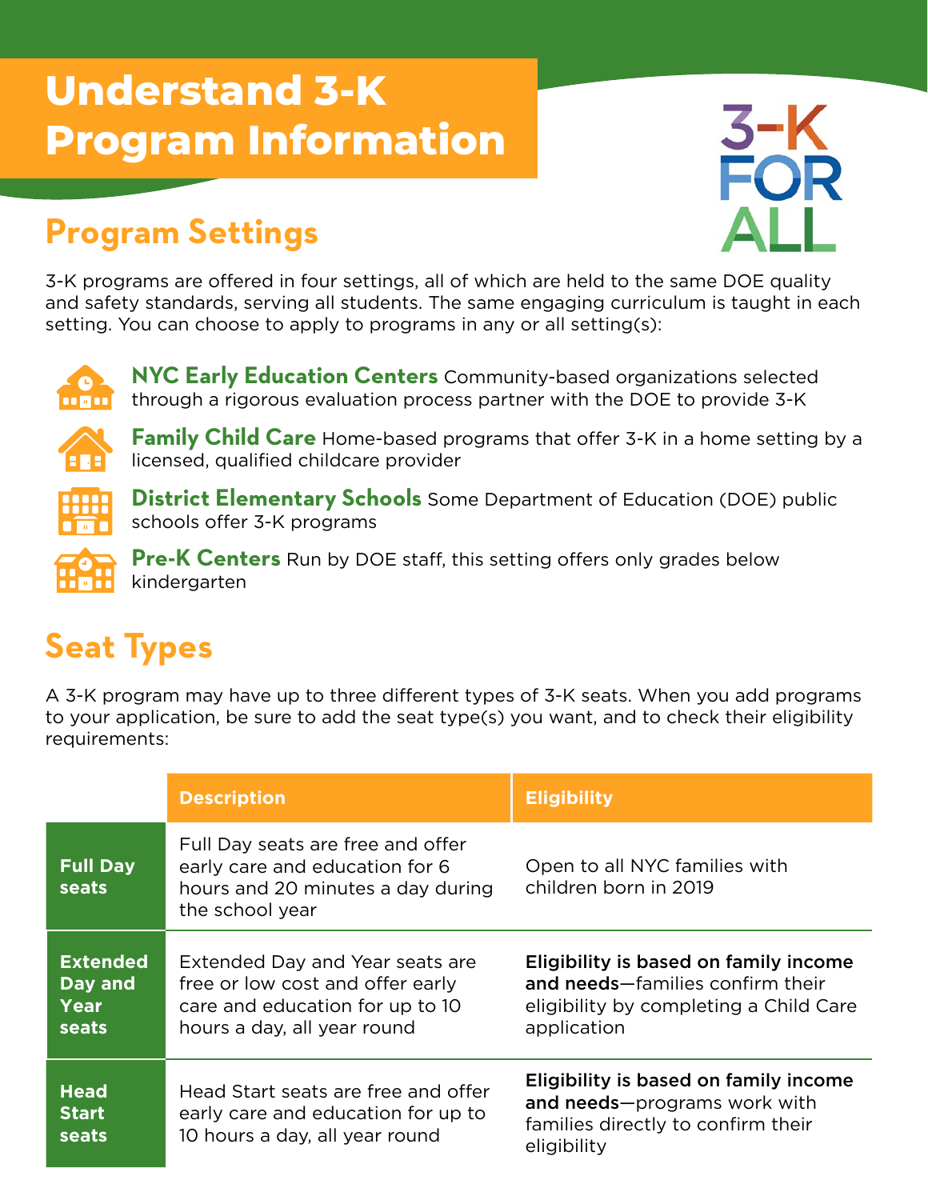# Understand 3-K Program Information

## Program Settings

3-K programs are offered in four settings, all of which are held to the same DOE quality and safety standards, serving all students. The same engaging curriculum is taught in each setting. You can choose to apply to programs in any or all setting(s):

- **NYC Early Education Centers** Community-based organizations selected through a rigorous evaluation process partner with the DOE to provide 3-K
- **Family Child Care** Home-based programs that offer 3-K in a home setting by a licensed, qualified childcare provider
- **District Elementary Schools** Some Department of Education (DOE) public schools offer 3-K programs
- **Pre-K Centers** Run by DOE staff, this setting offers only grades below kindergarten

## Seat Types

A 3-K program may have up to three different types of 3-K seats. When you add programs to your application, be sure to add the seat type(s) you want, and to check their eligibility requirements:

| | Description | Eligibility |
|---|---|---|
| **Full Day seats** | Full Day seats are free and offer early care and education for 6 hours and 20 minutes a day during the school year | Open to all NYC families with children born in 2019 |
| **Extended Day and Year seats** | Extended Day and Year seats are free or low cost and offer early care and education for up to 10 hours a day, all year round | **Eligibility is based on family income and needs**—families confirm their eligibility by completing a Child Care application |
| **Head Start seats** | Head Start seats are free and offer early care and education for up to 10 hours a day, all year round | **Eligibility is based on family income and needs**—programs work with families directly to confirm their eligibility |